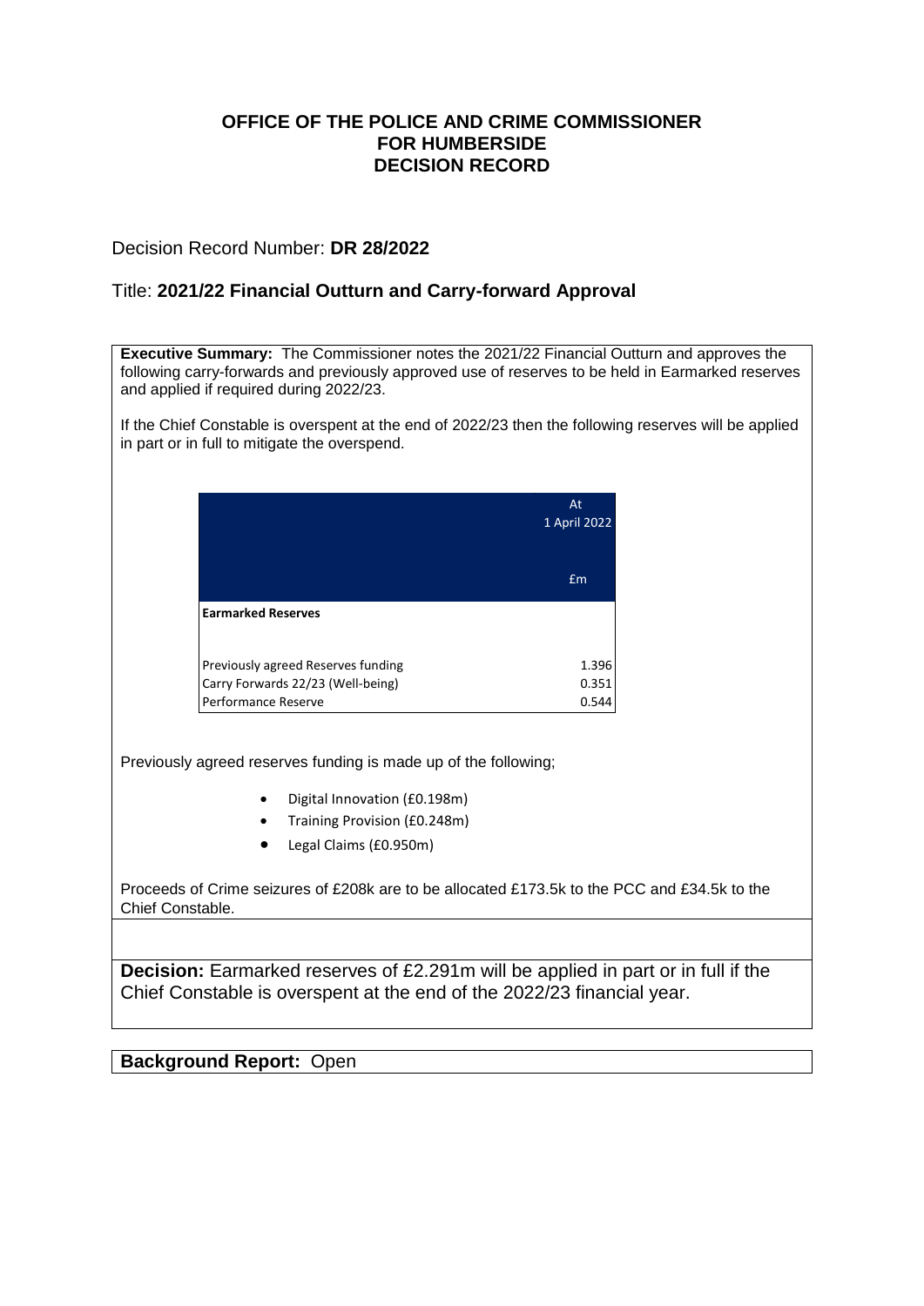# OFFICE OF THE POLICE AND CRIME COMMISSIONER FOR HUMBERSIDE DECISION RECORD

Decision Record Number: **DR 28/2022**

Title: **2021/22 Financial Outturn and Carry-forward Approval**

**Executive Summary:** The Commissioner notes the 2021/22 Financial Outturn and approves the following carry-forwards and previously approved use of reserves to be held in Earmarked reserves and applied if required during 2022/23.

If the Chief Constable is overspent at the end of 2022/23 then the following reserves will be applied in part or in full to mitigate the overspend.

| | At 1 April 2022<br><br>£m |
|---|---|
| **Earmarked Reserves** | |
| Previously agreed Reserves funding | 1.396 |
| Carry Forwards 22/23 (Well-being) | 0.351 |
| Performance Reserve | 0.544 |

Previously agreed reserves funding is made up of the following;

- Digital Innovation (£0.198m)
- Training Provision (£0.248m)
- Legal Claims (£0.950m)

Proceeds of Crime seizures of £208k are to be allocated £173.5k to the PCC and £34.5k to the Chief Constable.

**Decision:** Earmarked reserves of £2.291m will be applied in part or in full if the Chief Constable is overspent at the end of the 2022/23 financial year.

**Background Report:** Open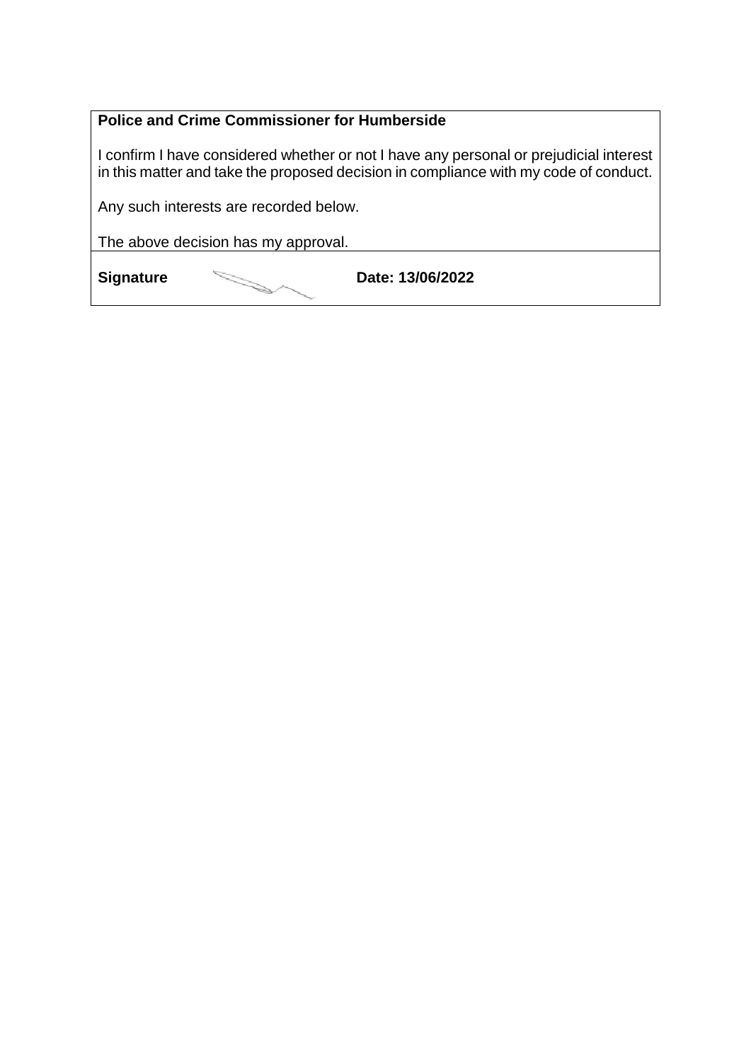**Police and Crime Commissioner for Humberside**

I confirm I have considered whether or not I have any personal or prejudicial interest in this matter and take the proposed decision in compliance with my code of conduct.

Any such interests are recorded below.

The above decision has my approval.

| **Signature** | | **Date: 13/06/2022** |
|---|---|---|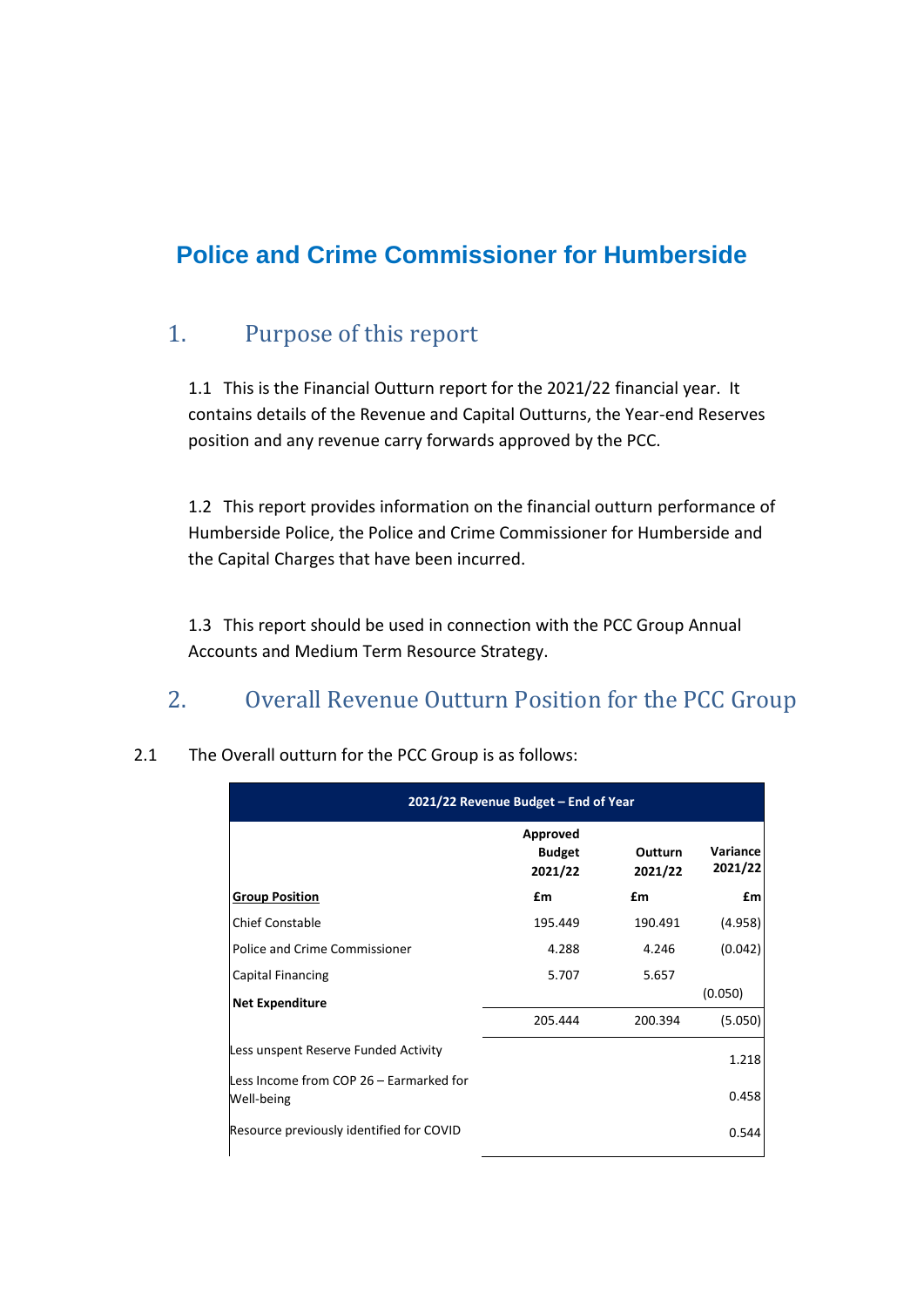# Police and Crime Commissioner for Humberside

## 1. Purpose of this report

1.1 This is the Financial Outturn report for the 2021/22 financial year. It contains details of the Revenue and Capital Outturns, the Year-end Reserves position and any revenue carry forwards approved by the PCC.

1.2 This report provides information on the financial outturn performance of Humberside Police, the Police and Crime Commissioner for Humberside and the Capital Charges that have been incurred.

1.3 This report should be used in connection with the PCC Group Annual Accounts and Medium Term Resource Strategy.

## 2. Overall Revenue Outturn Position for the PCC Group

2.1 The Overall outturn for the PCC Group is as follows:

| 2021/22 Revenue Budget – End of Year | | | |
|---|---|---|---|
| | **Approved Budget 2021/22** | **Outturn 2021/22** | **Variance 2021/22** |
| **Group Position** | **£m** | **£m** | **£m** |
| Chief Constable | 195.449 | 190.491 | (4.958) |
| Police and Crime Commissioner | 4.288 | 4.246 | (0.042) |
| Capital Financing | 5.707 | 5.657 | (0.050) |
| **Net Expenditure** | 205.444 | 200.394 | (5.050) |
| Less unspent Reserve Funded Activity | | | 1.218 |
| Less Income from COP 26 – Earmarked for Well-being | | | 0.458 |
| Resource previously identified for COVID | | | 0.544 |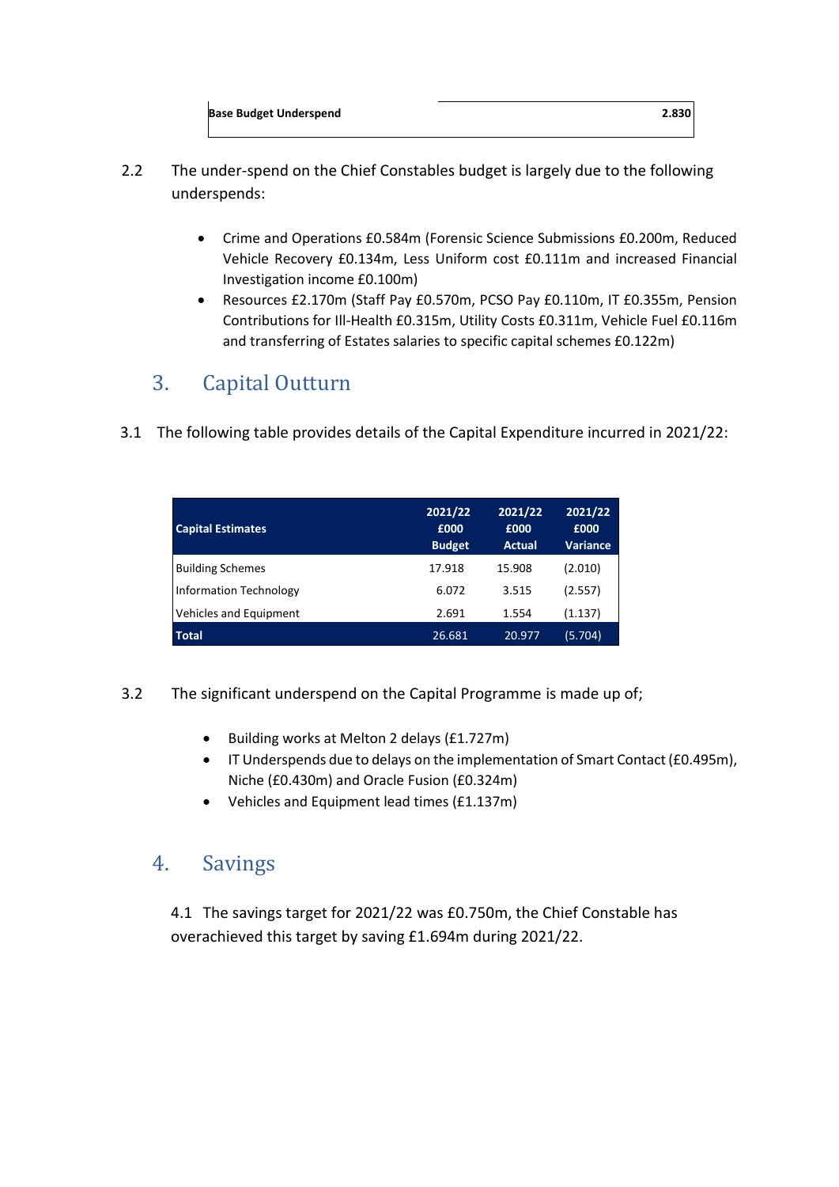| Base Budget Underspend | 2.830 |
|---|---|

2.2 The under-spend on the Chief Constables budget is largely due to the following underspends:

- Crime and Operations £0.584m (Forensic Science Submissions £0.200m, Reduced Vehicle Recovery £0.134m, Less Uniform cost £0.111m and increased Financial Investigation income £0.100m)
- Resources £2.170m (Staff Pay £0.570m, PCSO Pay £0.110m, IT £0.355m, Pension Contributions for Ill-Health £0.315m, Utility Costs £0.311m, Vehicle Fuel £0.116m and transferring of Estates salaries to specific capital schemes £0.122m)

## 3. Capital Outturn

3.1 The following table provides details of the Capital Expenditure incurred in 2021/22:

| Capital Estimates | 2021/22 £000 Budget | 2021/22 £000 Actual | 2021/22 £000 Variance |
|---|---|---|---|
| Building Schemes | 17.918 | 15.908 | (2.010) |
| Information Technology | 6.072 | 3.515 | (2.557) |
| Vehicles and Equipment | 2.691 | 1.554 | (1.137) |
| **Total** | 26.681 | 20.977 | (5.704) |

3.2 The significant underspend on the Capital Programme is made up of;

- Building works at Melton 2 delays (£1.727m)
- IT Underspends due to delays on the implementation of Smart Contact (£0.495m), Niche (£0.430m) and Oracle Fusion (£0.324m)
- Vehicles and Equipment lead times (£1.137m)

## 4. Savings

4.1 The savings target for 2021/22 was £0.750m, the Chief Constable has overachieved this target by saving £1.694m during 2021/22.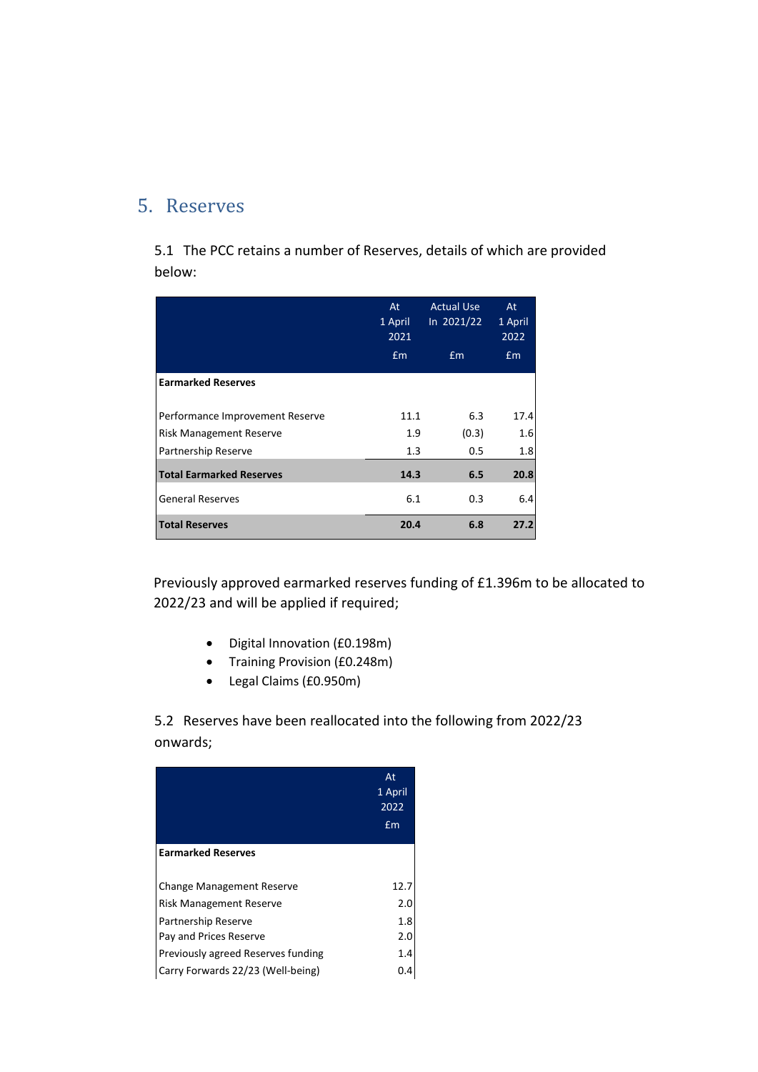## 5. Reserves

5.1 The PCC retains a number of Reserves, details of which are provided below:

| | At 1 April 2021 £m | Actual Use In 2021/22 £m | At 1 April 2022 £m |
|---|---|---|---|
| **Earmarked Reserves** | | | |
| Performance Improvement Reserve | 11.1 | 6.3 | 17.4 |
| Risk Management Reserve | 1.9 | (0.3) | 1.6 |
| Partnership Reserve | 1.3 | 0.5 | 1.8 |
| **Total Earmarked Reserves** | **14.3** | **6.5** | **20.8** |
| General Reserves | 6.1 | 0.3 | 6.4 |
| **Total Reserves** | **20.4** | **6.8** | **27.2** |

Previously approved earmarked reserves funding of £1.396m to be allocated to 2022/23 and will be applied if required;

- Digital Innovation (£0.198m)
- Training Provision (£0.248m)
- Legal Claims (£0.950m)

5.2 Reserves have been reallocated into the following from 2022/23 onwards;

| | At 1 April 2022 £m |
|---|---|
| **Earmarked Reserves** | |
| Change Management Reserve | 12.7 |
| Risk Management Reserve | 2.0 |
| Partnership Reserve | 1.8 |
| Pay and Prices Reserve | 2.0 |
| Previously agreed Reserves funding | 1.4 |
| Carry Forwards 22/23 (Well-being) | 0.4 |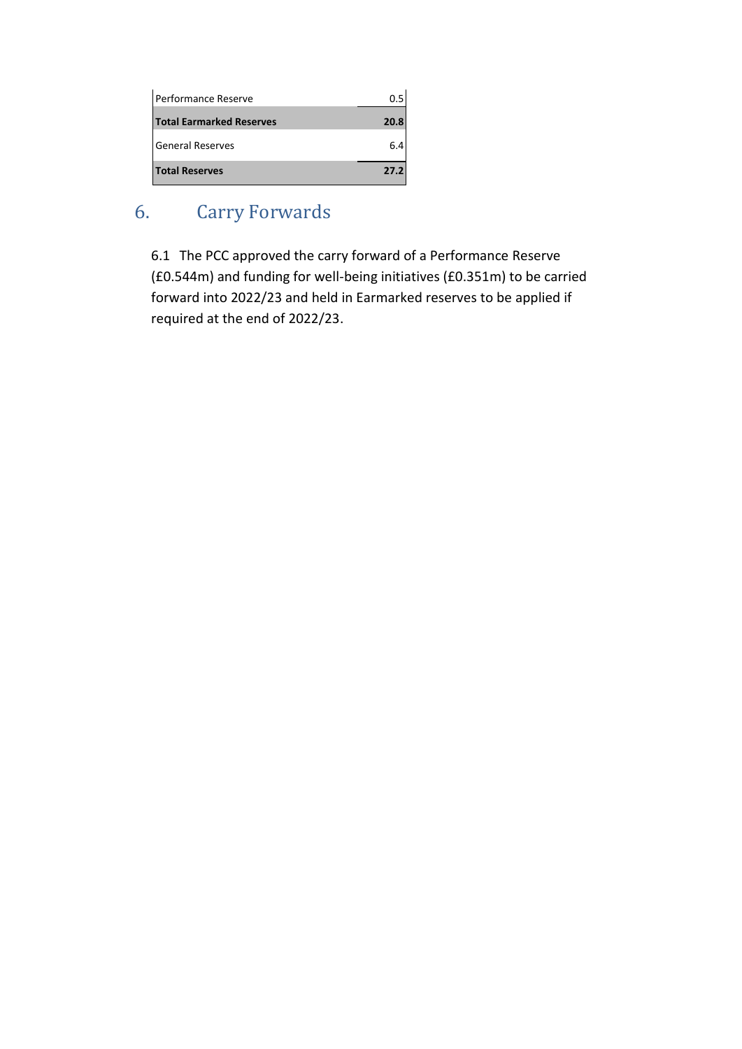| | |
|---|---|
| Performance Reserve | 0.5 |
| **Total Earmarked Reserves** | **20.8** |
| General Reserves | 6.4 |
| **Total Reserves** | **27.2** |

## 6. Carry Forwards

6.1 The PCC approved the carry forward of a Performance Reserve (£0.544m) and funding for well-being initiatives (£0.351m) to be carried forward into 2022/23 and held in Earmarked reserves to be applied if required at the end of 2022/23.